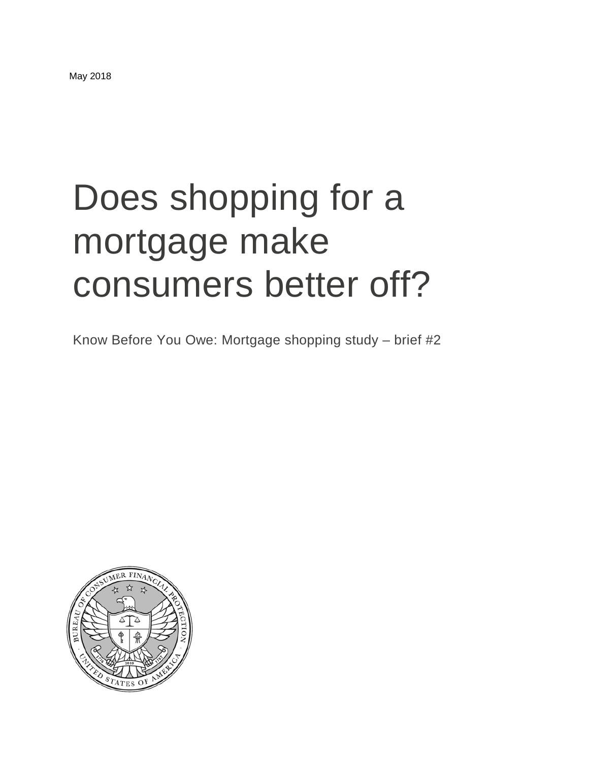May 2018

# Does shopping for a mortgage make consumers better off?

Know Before You Owe: Mortgage shopping study – brief #2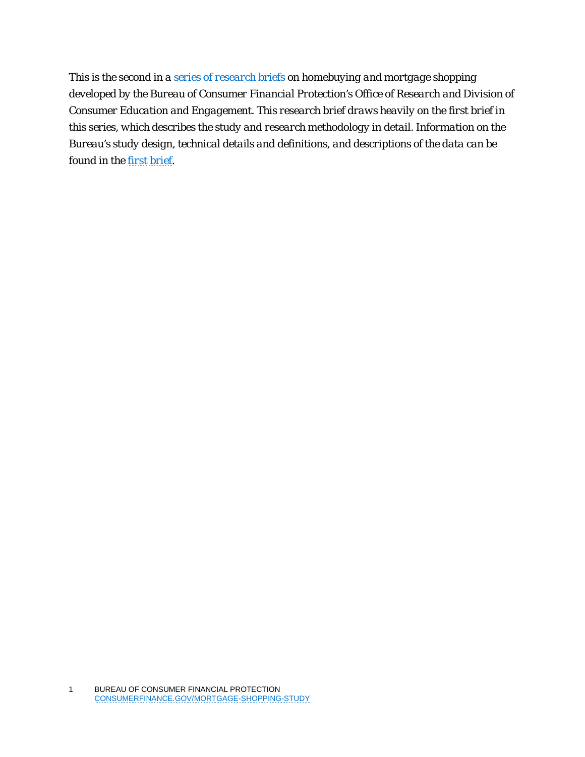*This is the second in a series of research briefs on homebuying and mortgage shopping developed by the Bureau of Consumer Financial Protection's Office of Research and Division of Consumer Education and Engagement. This research brief draws heavily on the first brief in this series, which describes the study and research methodology in detail. Information on the Bureau's study design, technical details and definitions, and descriptions of the data can be found in the first brief.*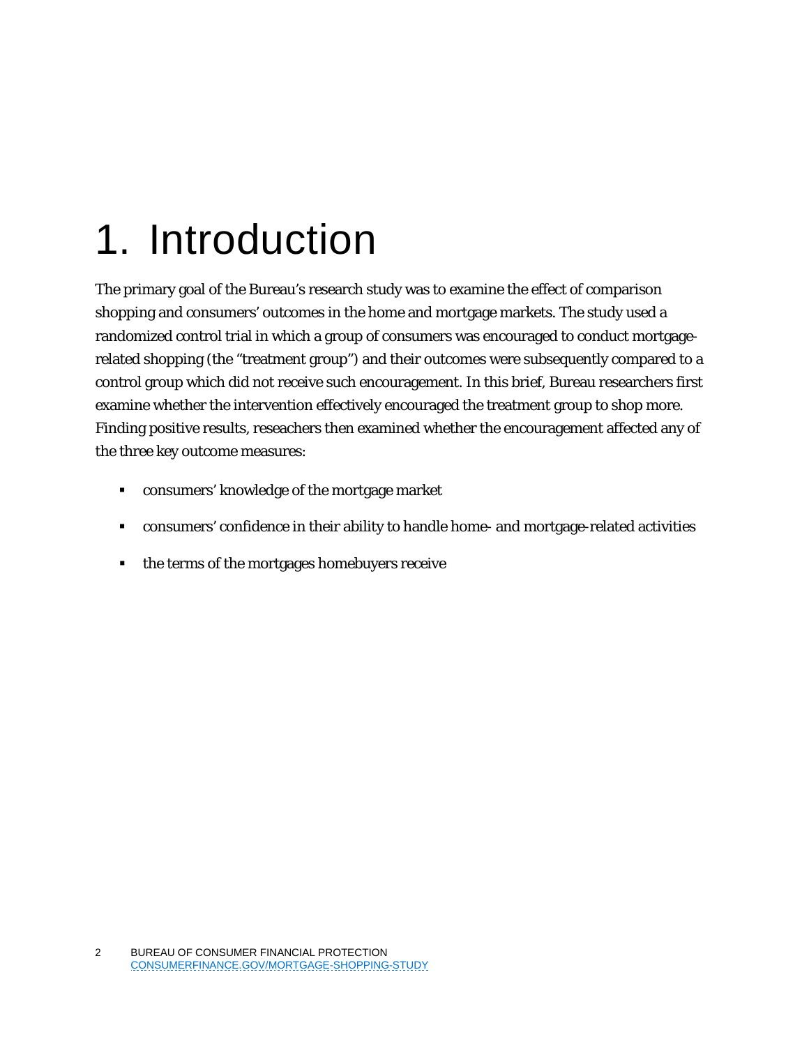# 1. Introduction

The primary goal of the Bureau's research study was to examine the effect of comparison shopping and consumers' outcomes in the home and mortgage markets. The study used a randomized control trial in which a group of consumers was encouraged to conduct mortgage-related shopping (the "treatment group") and their outcomes were subsequently compared to a control group which did not receive such encouragement. In this brief, Bureau researchers first examine whether the intervention effectively encouraged the treatment group to shop more. Finding positive results, reseachers then examined whether the encouragement affected any of the three key outcome measures:

- consumers' knowledge of the mortgage market
- consumers' confidence in their ability to handle home- and mortgage-related activities
- the terms of the mortgages homebuyers receive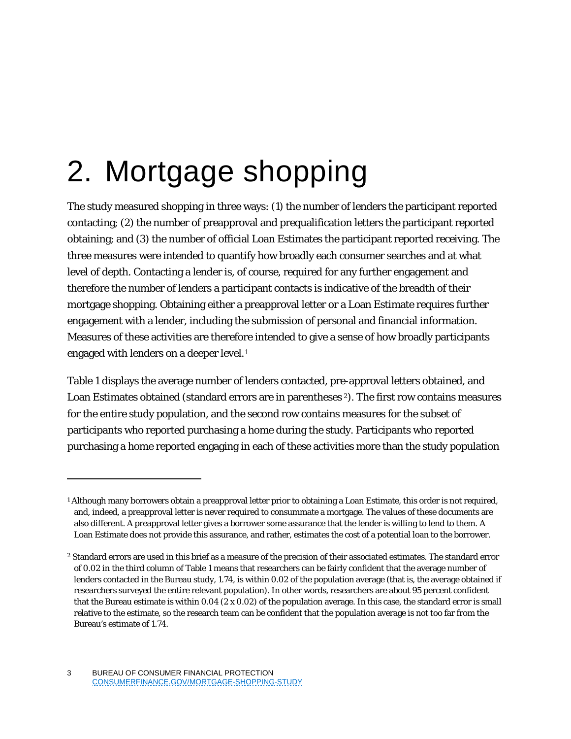# 2. Mortgage shopping

The study measured shopping in three ways: (1) the number of lenders the participant reported contacting; (2) the number of preapproval and prequalification letters the participant reported obtaining; and (3) the number of official Loan Estimates the participant reported receiving. The three measures were intended to quantify how broadly each consumer searches and at what level of depth. Contacting a lender is, of course, required for any further engagement and therefore the number of lenders a participant contacts is indicative of the breadth of their mortgage shopping. Obtaining either a preapproval letter or a Loan Estimate requires further engagement with a lender, including the submission of personal and financial information. Measures of these activities are therefore intended to give a sense of how broadly participants engaged with lenders on a deeper level.[1]

Table 1 displays the average number of lenders contacted, pre-approval letters obtained, and Loan Estimates obtained (standard errors are in parentheses[2]). The first row contains measures for the entire study population, and the second row contains measures for the subset of participants who reported purchasing a home during the study. Participants who reported purchasing a home reported engaging in each of these activities more than the study population

---

[1] Although many borrowers obtain a preapproval letter prior to obtaining a Loan Estimate, this order is not required, and, indeed, a preapproval letter is never required to consummate a mortgage. The values of these documents are also different. A preapproval letter gives a borrower some assurance that the lender is willing to lend to them. A Loan Estimate does not provide this assurance, and rather, estimates the cost of a potential loan to the borrower.

[2] Standard errors are used in this brief as a measure of the precision of their associated estimates. The standard error of 0.02 in the third column of Table 1 means that researchers can be fairly confident that the average number of lenders contacted in the Bureau study, 1.74, is within 0.02 of the population average (that is, the average obtained if researchers surveyed the entire relevant population). In other words, researchers are about 95 percent confident that the Bureau estimate is within 0.04 (2 x 0.02) of the population average. In this case, the standard error is small relative to the estimate, so the research team can be confident that the population average is not too far from the Bureau's estimate of 1.74.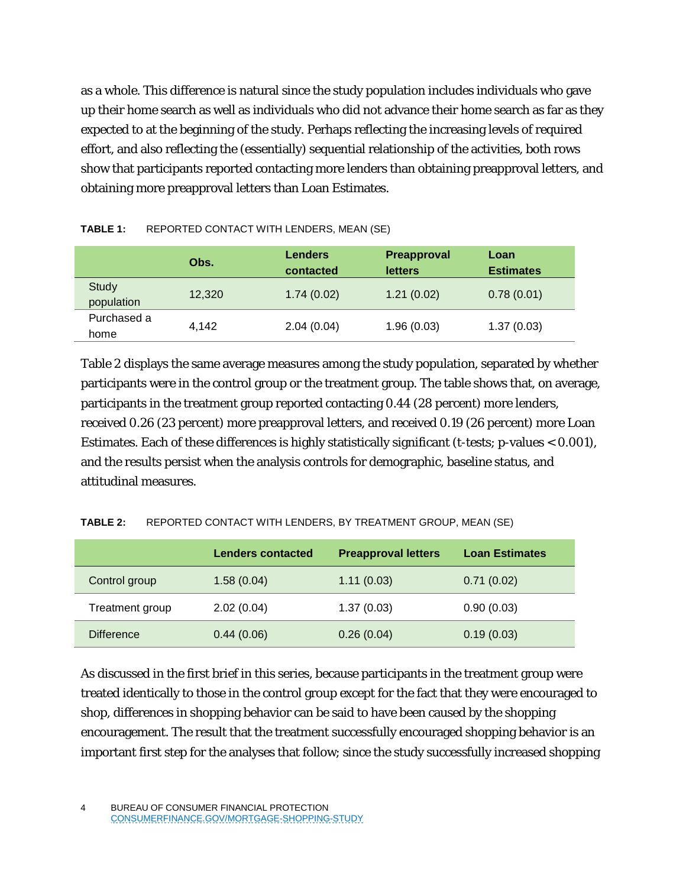as a whole. This difference is natural since the study population includes individuals who gave up their home search as well as individuals who did not advance their home search as far as they expected to at the beginning of the study. Perhaps reflecting the increasing levels of required effort, and also reflecting the (essentially) sequential relationship of the activities, both rows show that participants reported contacting more lenders than obtaining preapproval letters, and obtaining more preapproval letters than Loan Estimates.

**TABLE 1:** REPORTED CONTACT WITH LENDERS, MEAN (SE)

| | Obs. | Lenders contacted | Preapproval letters | Loan Estimates |
|---|---|---|---|---|
| Study population | 12,320 | 1.74 (0.02) | 1.21 (0.02) | 0.78 (0.01) |
| Purchased a home | 4,142 | 2.04 (0.04) | 1.96 (0.03) | 1.37 (0.03) |

Table 2 displays the same average measures among the study population, separated by whether participants were in the control group or the treatment group. The table shows that, on average, participants in the treatment group reported contacting 0.44 (28 percent) more lenders, received 0.26 (23 percent) more preapproval letters, and received 0.19 (26 percent) more Loan Estimates. Each of these differences is highly statistically significant (t-tests; p-values $< 0.001$), and the results persist when the analysis controls for demographic, baseline status, and attitudinal measures.

**TABLE 2:** REPORTED CONTACT WITH LENDERS, BY TREATMENT GROUP, MEAN (SE)

| | Lenders contacted | Preapproval letters | Loan Estimates |
|---|---|---|---|
| Control group | 1.58 (0.04) | 1.11 (0.03) | 0.71 (0.02) |
| Treatment group | 2.02 (0.04) | 1.37 (0.03) | 0.90 (0.03) |
| Difference | 0.44 (0.06) | 0.26 (0.04) | 0.19 (0.03) |

As discussed in the first brief in this series, because participants in the treatment group were treated identically to those in the control group except for the fact that they were encouraged to shop, differences in shopping behavior can be said to have been caused by the shopping encouragement. The result that the treatment successfully encouraged shopping behavior is an important first step for the analyses that follow; since the study successfully increased shopping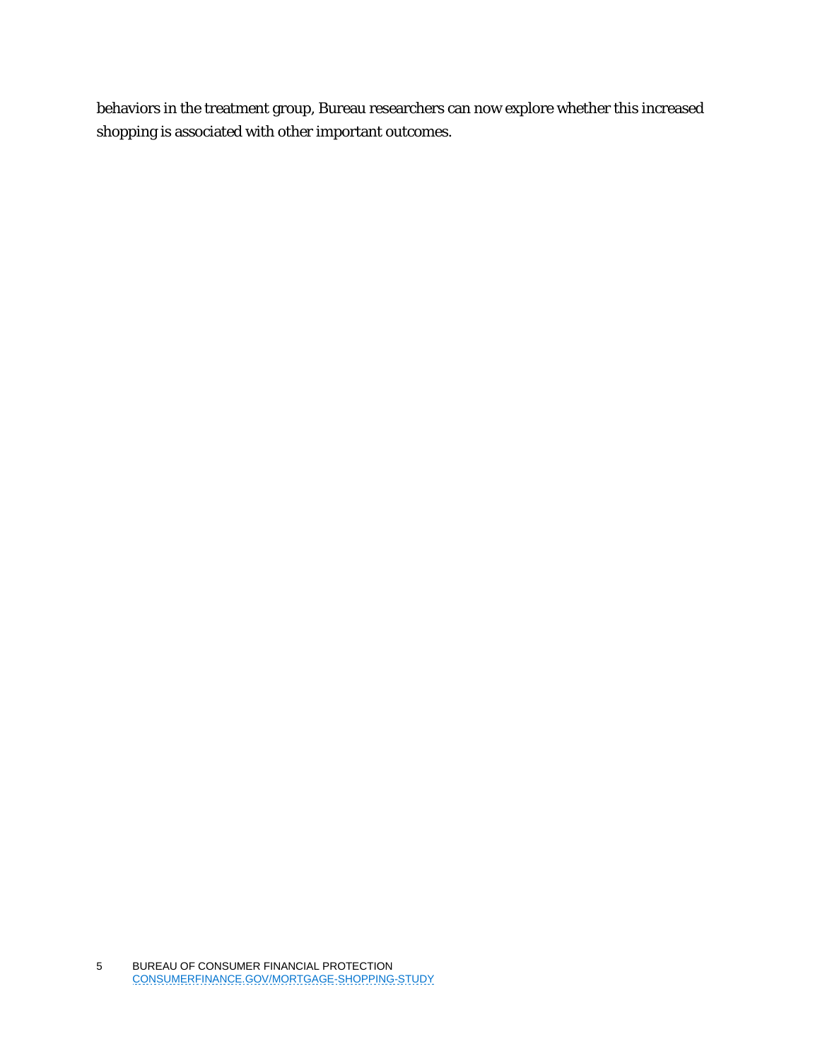behaviors in the treatment group, Bureau researchers can now explore whether this increased shopping is associated with other important outcomes.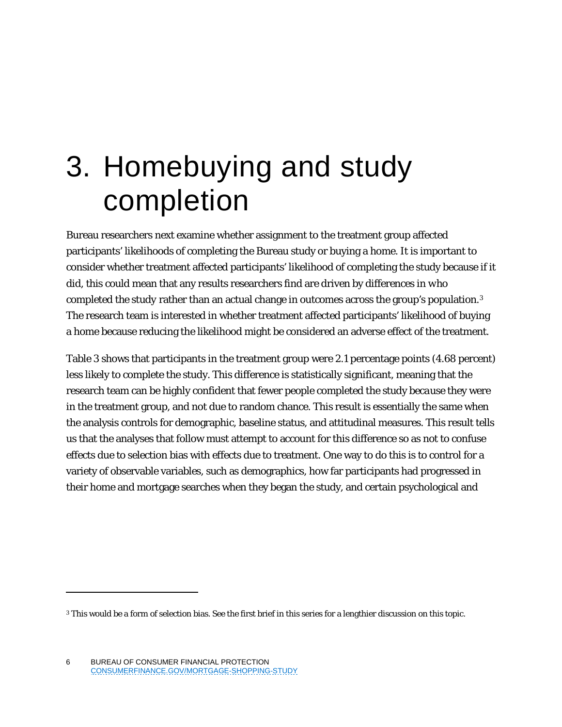# 3. Homebuying and study completion

Bureau researchers next examine whether assignment to the treatment group affected participants' likelihoods of completing the Bureau study or buying a home. It is important to consider whether treatment affected participants' likelihood of completing the study because if it did, this could mean that any results researchers find are driven by differences in who completed the study rather than an actual change in outcomes across the group's population.[3] The research team is interested in whether treatment affected participants' likelihood of buying a home because reducing the likelihood might be considered an adverse effect of the treatment.

Table 3 shows that participants in the treatment group were 2.1 percentage points (4.68 percent) less likely to complete the study. This difference is statistically significant, meaning that the research team can be highly confident that fewer people completed the study *because* they were in the treatment group, and not due to random chance. This result is essentially the same when the analysis controls for demographic, baseline status, and attitudinal measures. This result tells us that the analyses that follow must attempt to account for this difference so as not to confuse effects due to selection bias with effects due to treatment. One way to do this is to control for a variety of observable variables, such as demographics, how far participants had progressed in their home and mortgage searches when they began the study, and certain psychological and

[3] This would be a form of selection bias. See the first brief in this series for a lengthier discussion on this topic.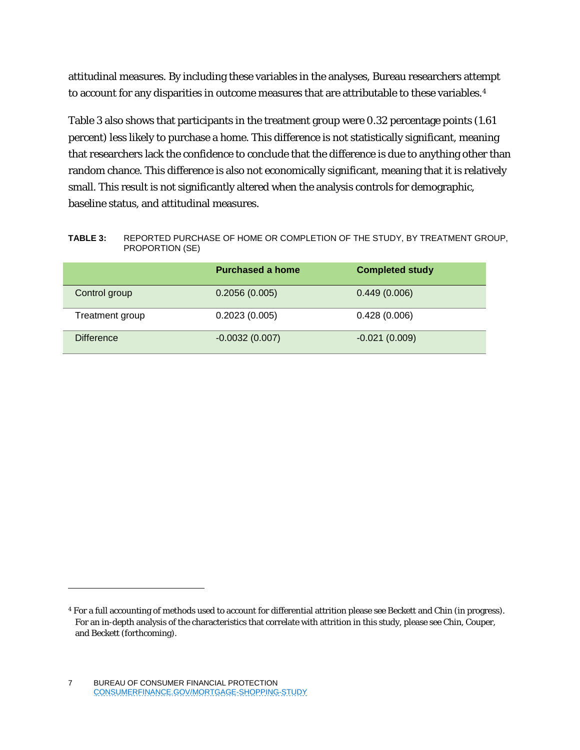attitudinal measures. By including these variables in the analyses, Bureau researchers attempt to account for any disparities in outcome measures that are attributable to these variables.[4]

Table 3 also shows that participants in the treatment group were 0.32 percentage points (1.61 percent) less likely to purchase a home. This difference is not statistically significant, meaning that researchers lack the confidence to conclude that the difference is due to anything other than random chance. This difference is also not economically significant, meaning that it is relatively small. This result is not significantly altered when the analysis controls for demographic, baseline status, and attitudinal measures.

**TABLE 3:** REPORTED PURCHASE OF HOME OR COMPLETION OF THE STUDY, BY TREATMENT GROUP, PROPORTION (SE)

| | Purchased a home | Completed study |
|---|---|---|
| Control group | 0.2056 (0.005) | 0.449 (0.006) |
| Treatment group | 0.2023 (0.005) | 0.428 (0.006) |
| Difference | -0.0032 (0.007) | -0.021 (0.009) |

[4] For a full accounting of methods used to account for differential attrition please see Beckett and Chin (in progress). For an in-depth analysis of the characteristics that correlate with attrition in this study, please see Chin, Couper, and Beckett (forthcoming).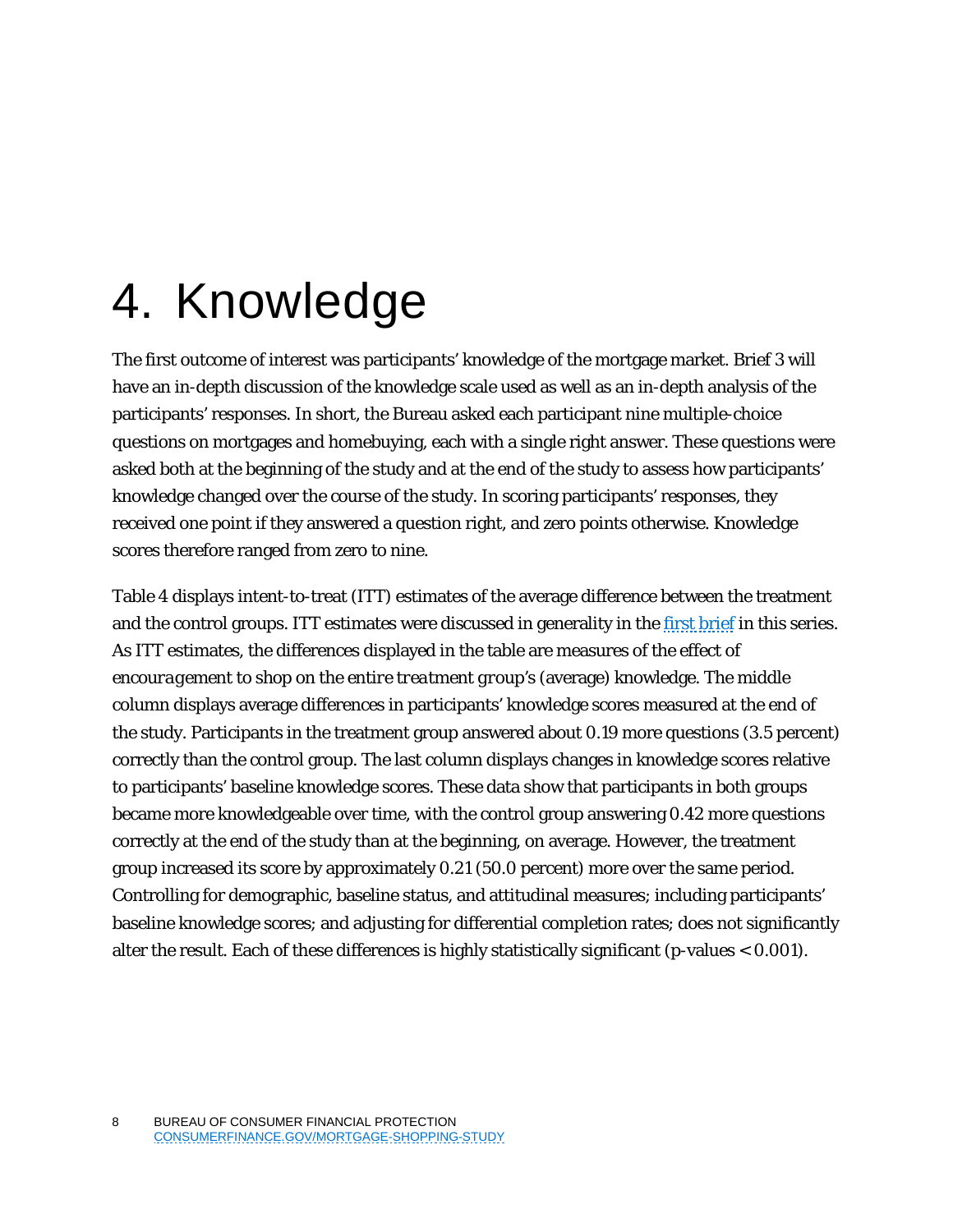# 4. Knowledge

The first outcome of interest was participants' knowledge of the mortgage market. Brief 3 will have an in-depth discussion of the knowledge scale used as well as an in-depth analysis of the participants' responses. In short, the Bureau asked each participant nine multiple-choice questions on mortgages and homebuying, each with a single right answer. These questions were asked both at the beginning of the study and at the end of the study to assess how participants' knowledge changed over the course of the study. In scoring participants' responses, they received one point if they answered a question right, and zero points otherwise. Knowledge scores therefore ranged from zero to nine.

Table 4 displays intent-to-treat (ITT) estimates of the average difference between the treatment and the control groups. ITT estimates were discussed in generality in the first brief in this series. As ITT estimates, the differences displayed in the table are measures of the effect of *encouragement* to shop on the *entire treatment group's* (average) knowledge. The middle column displays average differences in participants' knowledge scores measured at the end of the study. Participants in the treatment group answered about 0.19 more questions (3.5 percent) correctly than the control group. The last column displays changes in knowledge scores relative to participants' baseline knowledge scores. These data show that participants in both groups became more knowledgeable over time, with the control group answering 0.42 more questions correctly at the end of the study than at the beginning, on average. However, the treatment group increased its score by approximately 0.21 (50.0 percent) more over the same period. Controlling for demographic, baseline status, and attitudinal measures; including participants' baseline knowledge scores; and adjusting for differential completion rates; does not significantly alter the result. Each of these differences is highly statistically significant ($p$-values $< 0.001$).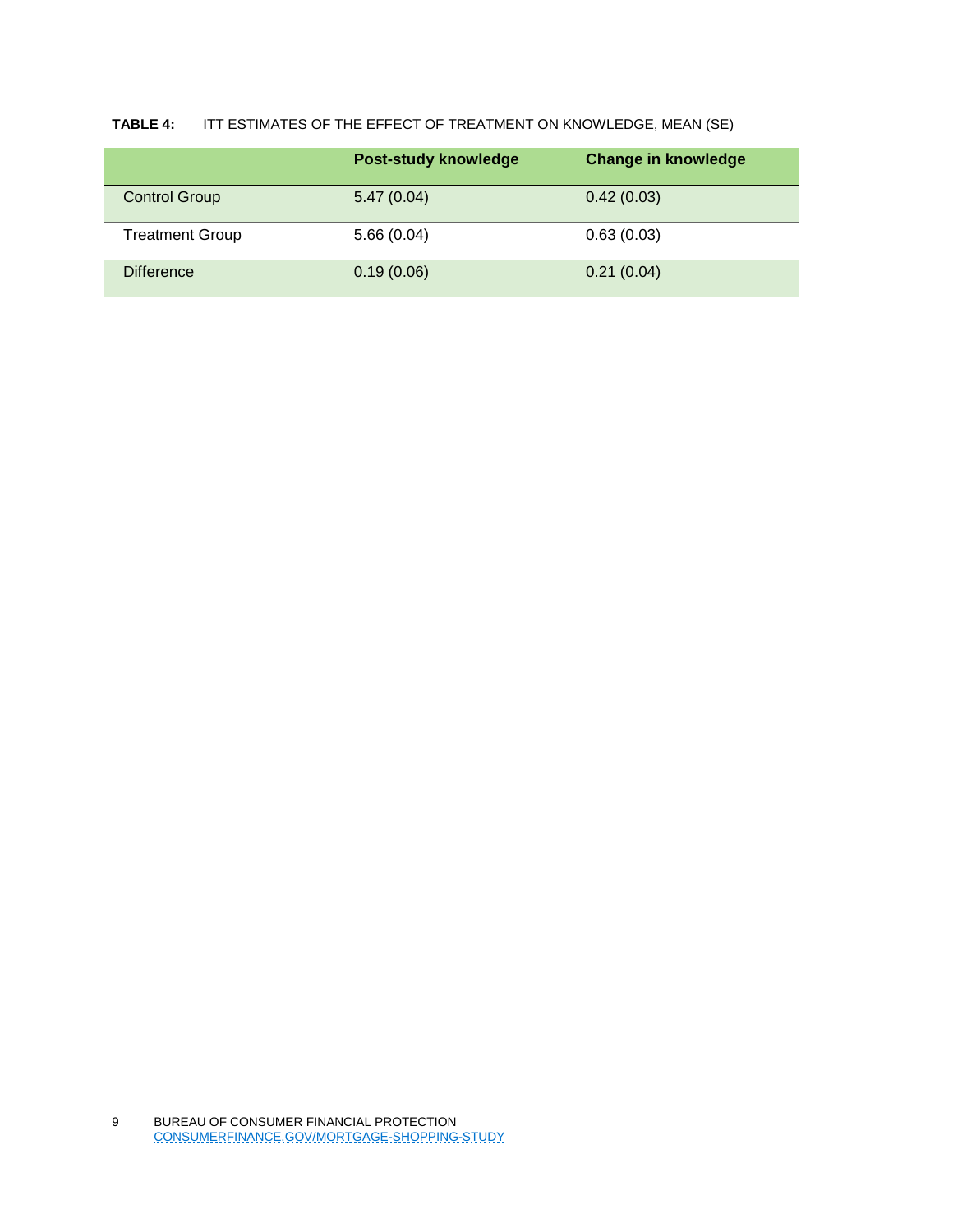**TABLE 4:** ITT ESTIMATES OF THE EFFECT OF TREATMENT ON KNOWLEDGE, MEAN (SE)

| | Post-study knowledge | Change in knowledge |
|---|---|---|
| Control Group | 5.47 (0.04) | 0.42 (0.03) |
| Treatment Group | 5.66 (0.04) | 0.63 (0.03) |
| Difference | 0.19 (0.06) | 0.21 (0.04) |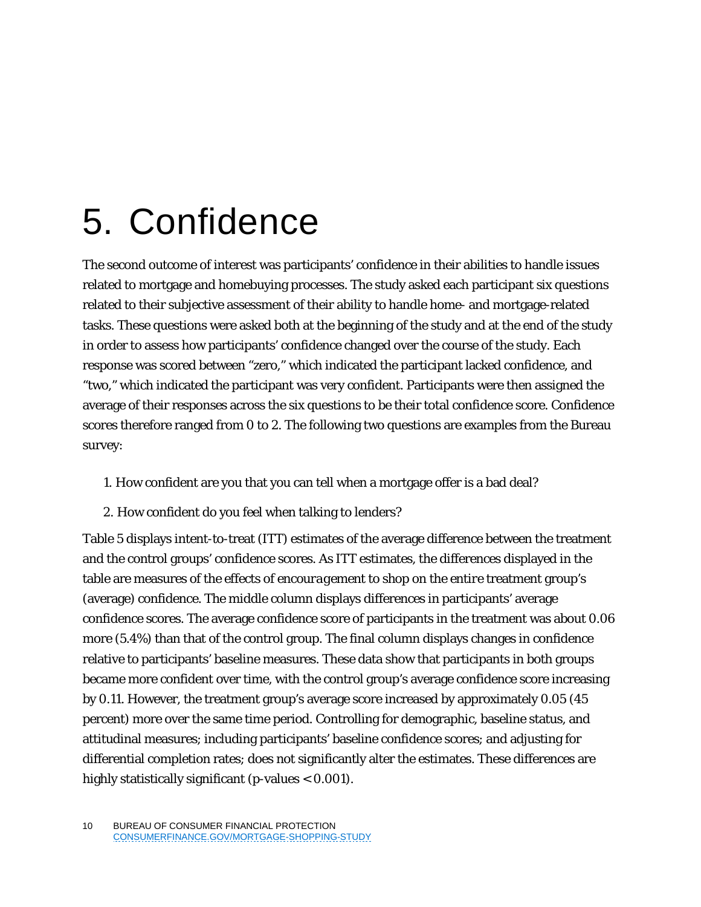# 5. Confidence

The second outcome of interest was participants' confidence in their abilities to handle issues related to mortgage and homebuying processes. The study asked each participant six questions related to their subjective assessment of their ability to handle home- and mortgage-related tasks. These questions were asked both at the beginning of the study and at the end of the study in order to assess how participants' confidence changed over the course of the study. Each response was scored between "zero," which indicated the participant lacked confidence, and "two," which indicated the participant was very confident. Participants were then assigned the average of their responses across the six questions to be their total confidence score. Confidence scores therefore ranged from 0 to 2. The following two questions are examples from the Bureau survey:

1. How confident are you that you can tell when a mortgage offer is a bad deal?
2. How confident do you feel when talking to lenders?

Table 5 displays intent-to-treat (ITT) estimates of the average difference between the treatment and the control groups' confidence scores. As ITT estimates, the differences displayed in the table are measures of the effects of *encouragement* to shop on the *entire* treatment group's (average) confidence. The middle column displays differences in participants' average confidence scores. The average confidence score of participants in the treatment was about 0.06 more (5.4%) than that of the control group. The final column displays changes in confidence relative to participants' baseline measures. These data show that participants in both groups became more confident over time, with the control group's average confidence score increasing by 0.11. However, the treatment group's average score increased by approximately 0.05 (45 percent) more over the same time period. Controlling for demographic, baseline status, and attitudinal measures; including participants' baseline confidence scores; and adjusting for differential completion rates; does not significantly alter the estimates. These differences are highly statistically significant (p-values < 0.001).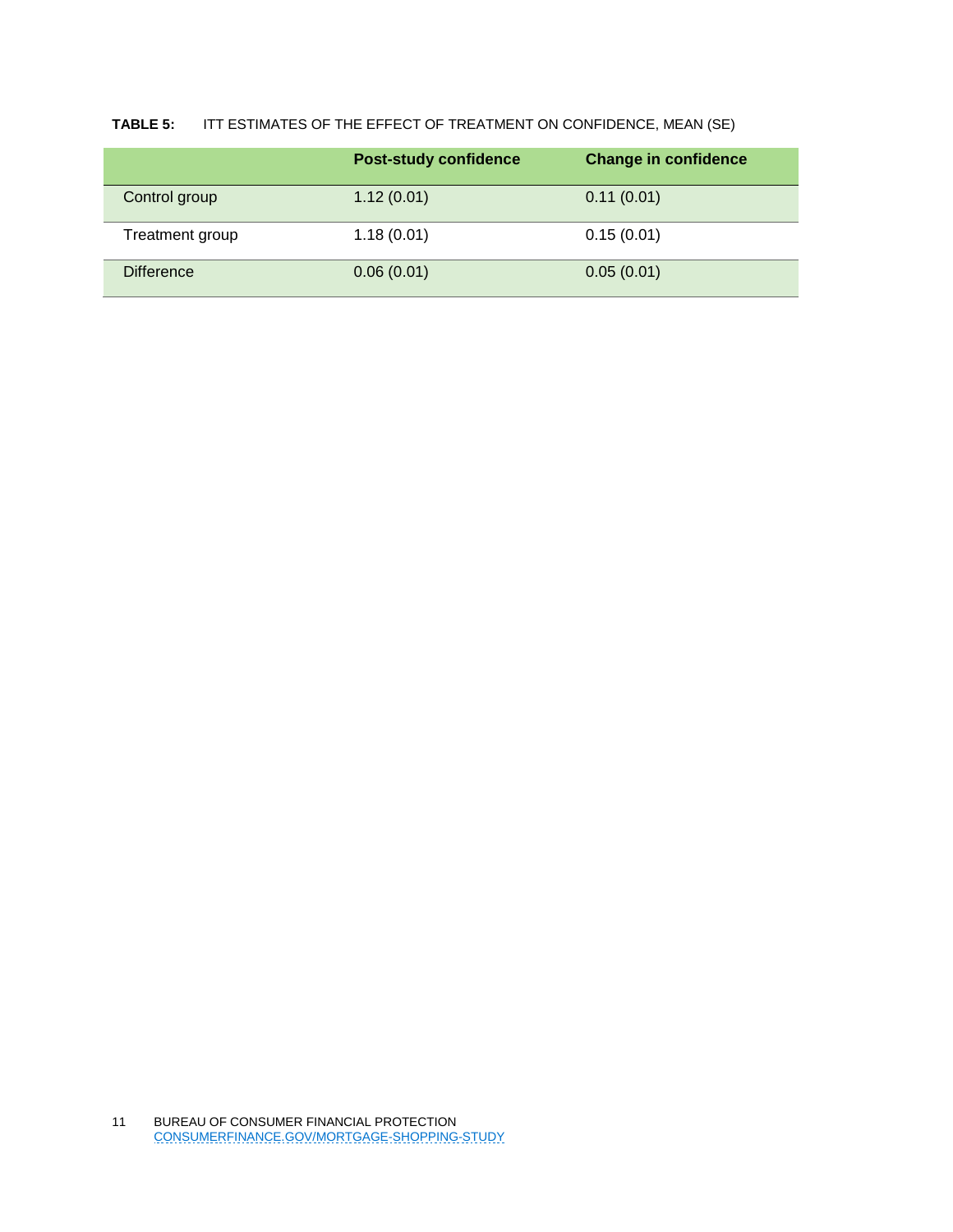**TABLE 5:** ITT ESTIMATES OF THE EFFECT OF TREATMENT ON CONFIDENCE, MEAN (SE)

| | Post-study confidence | Change in confidence |
|---|---|---|
| Control group | 1.12 (0.01) | 0.11 (0.01) |
| Treatment group | 1.18 (0.01) | 0.15 (0.01) |
| Difference | 0.06 (0.01) | 0.05 (0.01) |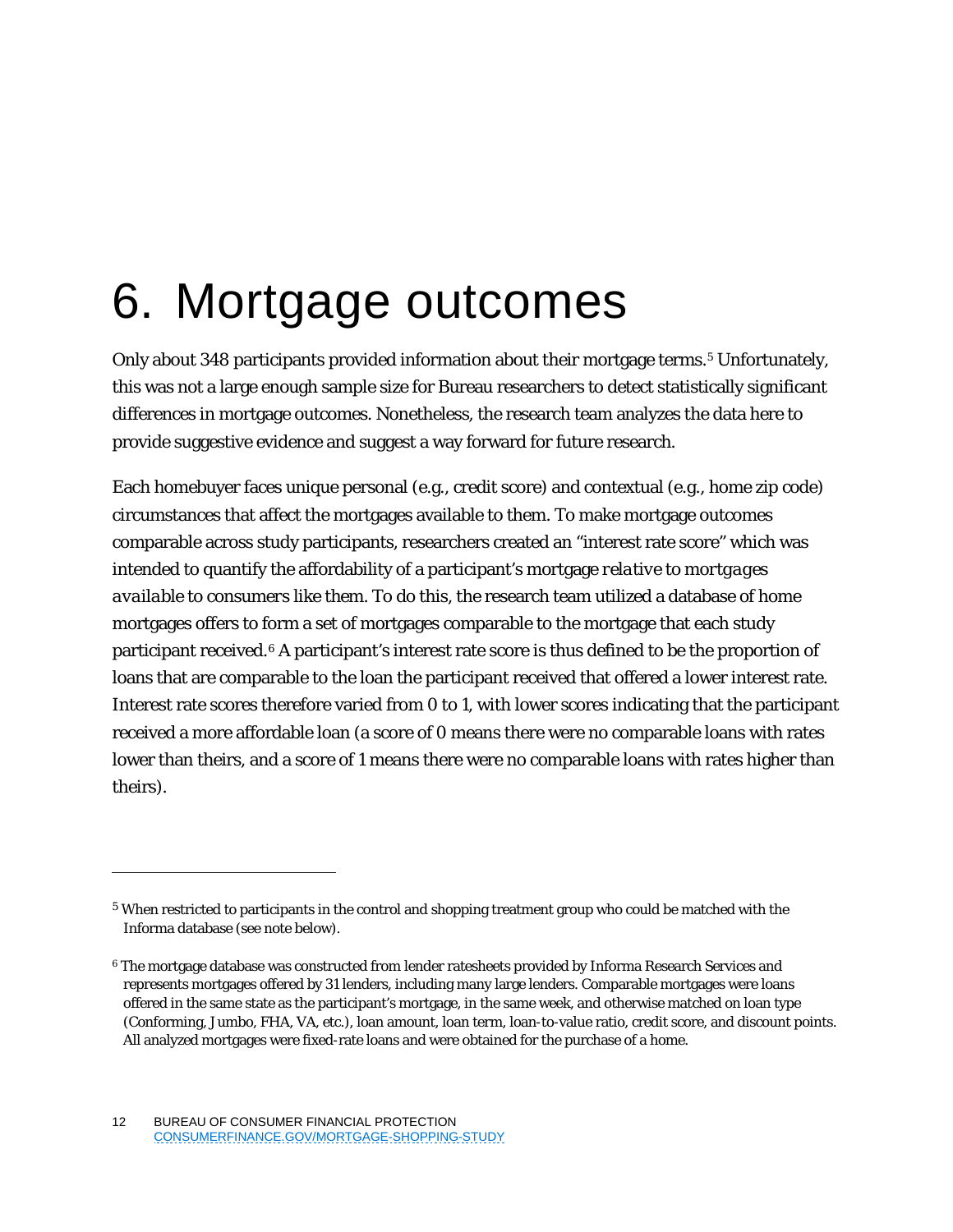# 6. Mortgage outcomes

Only about 348 participants provided information about their mortgage terms.[5] Unfortunately, this was not a large enough sample size for Bureau researchers to detect statistically significant differences in mortgage outcomes. Nonetheless, the research team analyzes the data here to provide suggestive evidence and suggest a way forward for future research.

Each homebuyer faces unique personal (e.g., credit score) and contextual (e.g., home zip code) circumstances that affect the mortgages available to them. To make mortgage outcomes comparable across study participants, researchers created an "interest rate score" which was intended to quantify the affordability of a participant's mortgage *relative to mortgages available to consumers like them*. To do this, the research team utilized a database of home mortgages offers to form a set of mortgages comparable to the mortgage that each study participant received.[6] A participant's interest rate score is thus defined to be the proportion of loans that are comparable to the loan the participant received that offered a lower interest rate. Interest rate scores therefore varied from 0 to 1, with lower scores indicating that the participant received a more affordable loan (a score of 0 means there were no comparable loans with rates lower than theirs, and a score of 1 means there were no comparable loans with rates higher than theirs).

---

[5] When restricted to participants in the control and shopping treatment group who could be matched with the Informa database (see note below).

[6] The mortgage database was constructed from lender ratesheets provided by Informa Research Services and represents mortgages offered by 31 lenders, including many large lenders. Comparable mortgages were loans offered in the same state as the participant's mortgage, in the same week, and otherwise matched on loan type (Conforming, Jumbo, FHA, VA, etc.), loan amount, loan term, loan-to-value ratio, credit score, and discount points. All analyzed mortgages were fixed-rate loans and were obtained for the purchase of a home.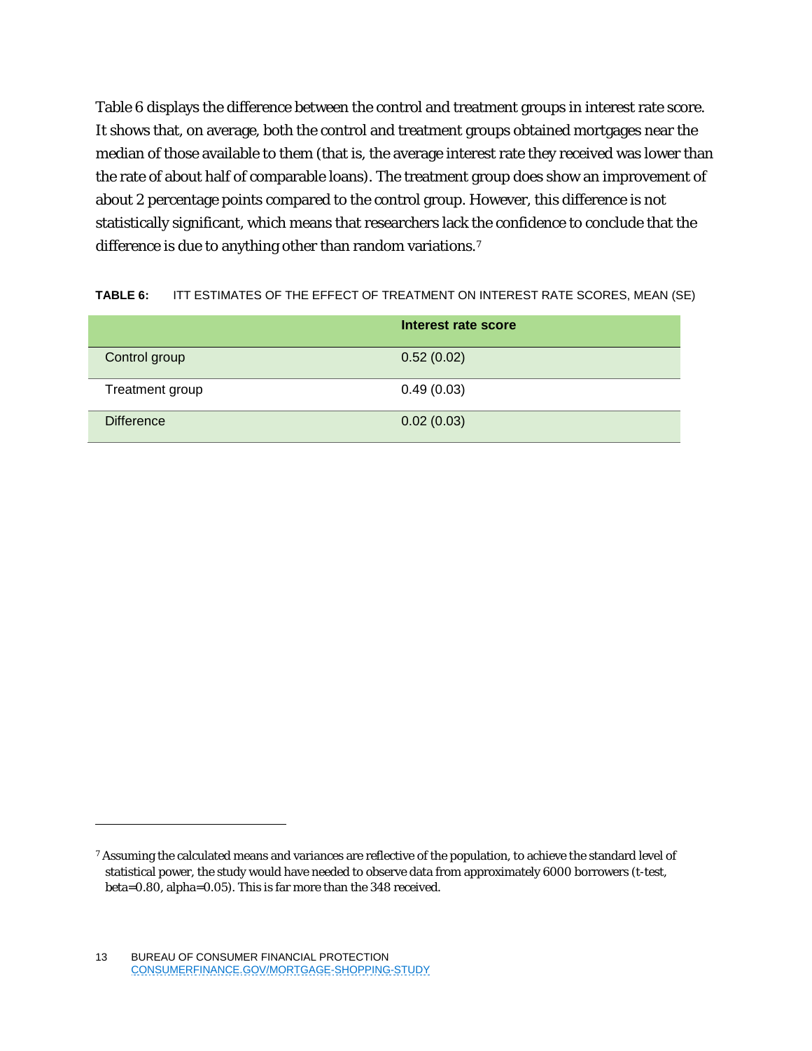Table 6 displays the difference between the control and treatment groups in interest rate score. It shows that, on average, both the control and treatment groups obtained mortgages near the median of those available to them (that is, the average interest rate they received was lower than the rate of about half of comparable loans). The treatment group does show an improvement of about 2 percentage points compared to the control group. However, this difference is not statistically significant, which means that researchers lack the confidence to conclude that the difference is due to anything other than random variations.[7]

**TABLE 6:** ITT ESTIMATES OF THE EFFECT OF TREATMENT ON INTEREST RATE SCORES, MEAN (SE)

| | Interest rate score |
|---|---|
| Control group | 0.52 (0.02) |
| Treatment group | 0.49 (0.03) |
| Difference | 0.02 (0.03) |

[7] Assuming the calculated means and variances are reflective of the population, to achieve the standard level of statistical power, the study would have needed to observe data from approximately 6000 borrowers (t-test, beta=0.80, alpha=0.05). This is far more than the 348 received.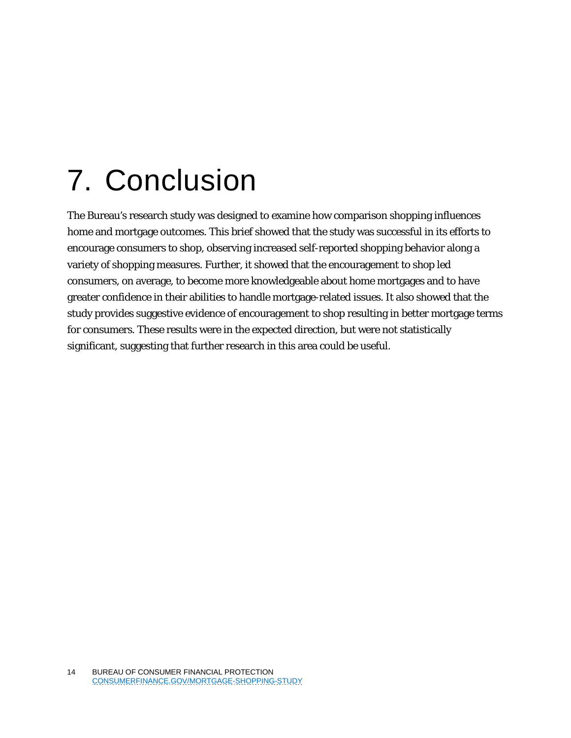# 7. Conclusion

The Bureau's research study was designed to examine how comparison shopping influences home and mortgage outcomes. This brief showed that the study was successful in its efforts to encourage consumers to shop, observing increased self-reported shopping behavior along a variety of shopping measures. Further, it showed that the encouragement to shop led consumers, on average, to become more knowledgeable about home mortgages and to have greater confidence in their abilities to handle mortgage-related issues. It also showed that the study provides suggestive evidence of encouragement to shop resulting in better mortgage terms for consumers. These results were in the expected direction, but were not statistically significant, suggesting that further research in this area could be useful.